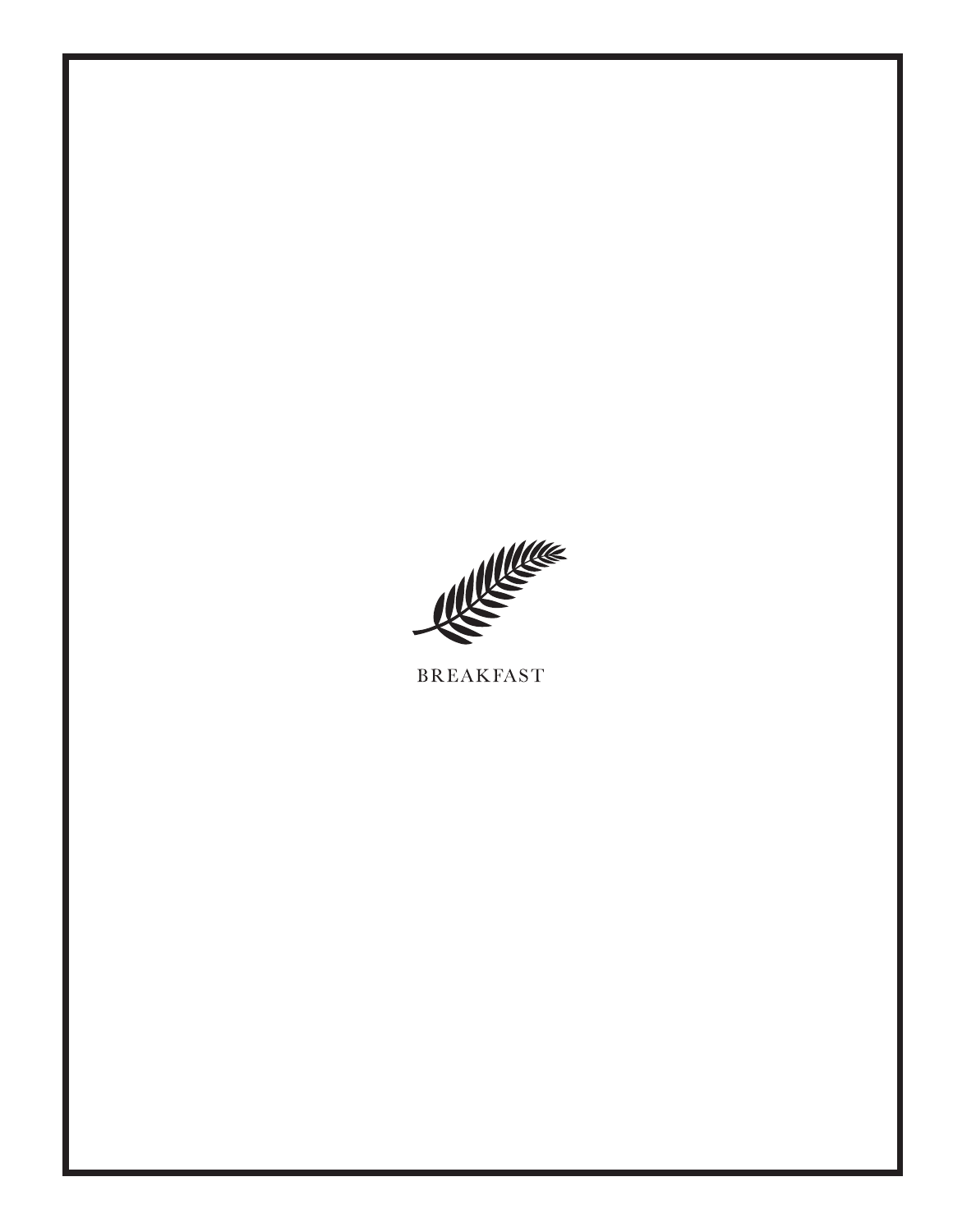# BREAKFAST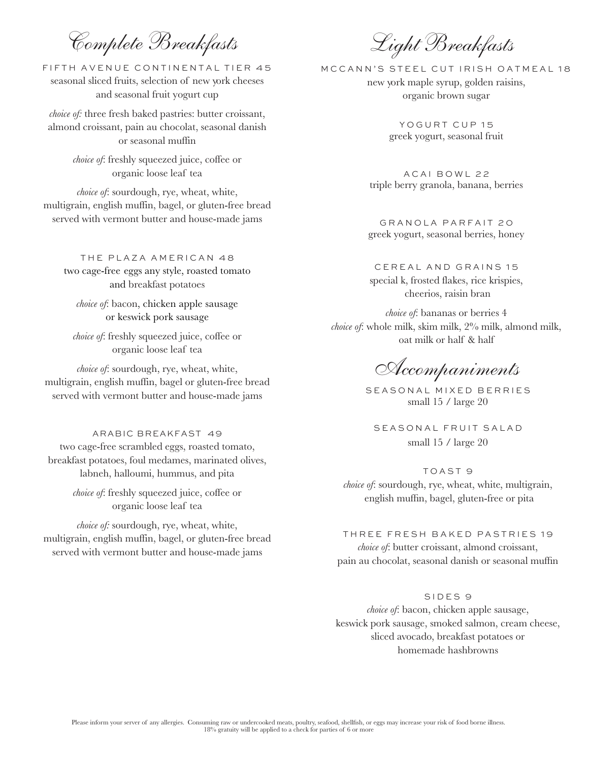# Complete Breakfasts

### FIFTH AVENUE CONTINENTAL TIER 45

seasonal sliced fruits, selection of new york cheeses and seasonal fruit yogurt cup

*choice of:* three fresh baked pastries: butter croissant, almond croissant, pain au chocolat, seasonal danish or seasonal muffin

*choice of*: freshly squeezed juice, coffee or organic loose leaf tea

*choice of*: sourdough, rye, wheat, white, multigrain, english muffin, bagel, or gluten-free bread served with vermont butter and house-made jams

### THE PLAZA AMERICAN 48

two cage-free eggs any style, roasted tomato and breakfast potatoes

*choice of*: bacon, chicken apple sausage or keswick pork sausage

*choice of*: freshly squeezed juice, coffee or organic loose leaf tea

*choice of*: sourdough, rye, wheat, white, multigrain, english muffin, bagel or gluten-free bread served with vermont butter and house-made jams

### ARABIC BREAKFAST 49

two cage-free scrambled eggs, roasted tomato, breakfast potatoes, foul medames, marinated olives, labneh, halloumi, hummus, and pita

*choice of*: freshly squeezed juice, coffee or organic loose leaf tea

*choice of:* sourdough, rye, wheat, white, multigrain, english muffin, bagel, or gluten-free bread served with vermont butter and house-made jams

# Light Breakfasts

### MCCANN'S STEEL CUT IRISH OATMEAL 18

new york maple syrup, golden raisins, organic brown sugar

### YOGURT CUP 15

greek yogurt, seasonal fruit

### ACAI BOWL 22

triple berry granola, banana, berries

### GRANOLA PARFAIT 20

greek yogurt, seasonal berries, honey

### CEREAL AND GRAINS 15

special k, frosted flakes, rice krispies, cheerios, raisin bran

*choice of*: bananas or berries 4
*choice of*: whole milk, skim milk, 2% milk, almond milk, oat milk or half & half

# Accompaniments

### SEASONAL MIXED BERRIES

small 15 / large 20

### SEASONAL FRUIT SALAD

small 15 / large 20

### TOAST 9

*choice of*: sourdough, rye, wheat, white, multigrain, english muffin, bagel, gluten-free or pita

### THREE FRESH BAKED PASTRIES 19

*choice of*: butter croissant, almond croissant, pain au chocolat, seasonal danish or seasonal muffin

### SIDES 9

*choice of*: bacon, chicken apple sausage, keswick pork sausage, smoked salmon, cream cheese, sliced avocado, breakfast potatoes or homemade hashbrowns

Please inform your server of any allergies. Consuming raw or undercooked meats, poultry, seafood, shellfish, or eggs may increase your risk of food borne illness.
18% gratuity will be applied to a check for parties of 6 or more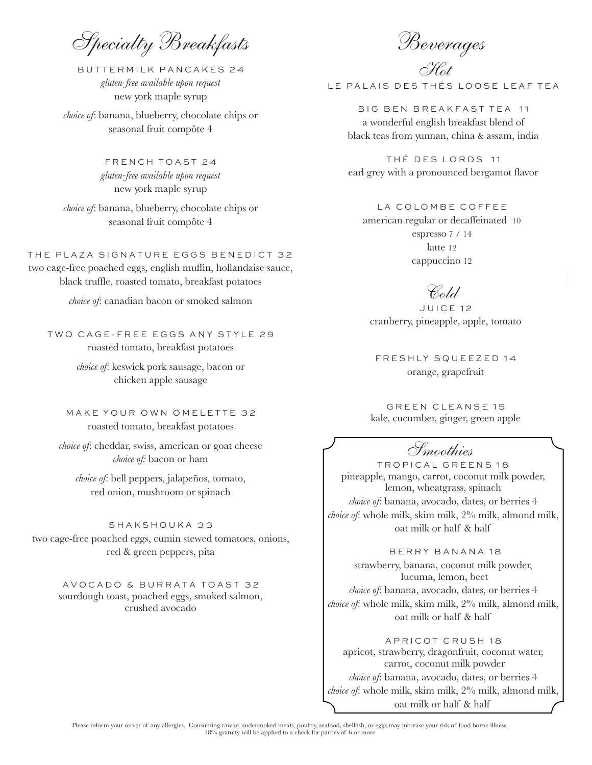# Specialty Breakfasts

### BUTTERMILK PANCAKES 24

*gluten-free available upon request*
new york maple syrup

*choice of*: banana, blueberry, chocolate chips or seasonal fruit compôte 4

### FRENCH TOAST 24

*gluten-free available upon request*
new york maple syrup

*choice of*: banana, blueberry, chocolate chips or seasonal fruit compôte 4

### THE PLAZA SIGNATURE EGGS BENEDICT 32

two cage-free poached eggs, english muffin, hollandaise sauce, black truffle, roasted tomato, breakfast potatoes

*choice of*: canadian bacon or smoked salmon

### TWO CAGE-FREE EGGS ANY STYLE 29

roasted tomato, breakfast potatoes

*choice of*: keswick pork sausage, bacon or chicken apple sausage

### MAKE YOUR OWN OMELETTE 32

roasted tomato, breakfast potatoes

*choice of*: cheddar, swiss, american or goat cheese
*choice of:* bacon or ham

*choice of*: bell peppers, jalapeños, tomato, red onion, mushroom or spinach

### SHAKSHOUKA 33

two cage-free poached eggs, cumin stewed tomatoes, onions, red & green peppers, pita

### AVOCADO & BURRATA TOAST 32

sourdough toast, poached eggs, smoked salmon, crushed avocado

# Beverages

## Hot

### LE PALAIS DES THÉS LOOSE LEAF TEA

**BIG BEN BREAKFAST TEA 11**
a wonderful english breakfast blend of black teas from yunnan, china & assam, india

**THÉ DES LORDS 11**
earl grey with a pronounced bergamot flavor

### LA COLOMBE COFFEE

american regular or decaffeinated 10
espresso 7 / 14
latte 12
cappuccino 12

## Cold

### JUICE 12

cranberry, pineapple, apple, tomato

### FRESHLY SQUEEZED 14

orange, grapefruit

### GREEN CLEANSE 15

kale, cucumber, ginger, green apple

## Smoothies

### TROPICAL GREENS 18

pineapple, mango, carrot, coconut milk powder, lemon, wheatgrass, spinach
*choice of*: banana, avocado, dates, or berries 4
*choice of*: whole milk, skim milk, 2% milk, almond milk, oat milk or half & half

### BERRY BANANA 18

strawberry, banana, coconut milk powder, lucuma, lemon, beet
*choice of*: banana, avocado, dates, or berries 4
*choice of*: whole milk, skim milk, 2% milk, almond milk, oat milk or half & half

### APRICOT CRUSH 18

apricot, strawberry, dragonfruit, coconut water, carrot, coconut milk powder
*choice of*: banana, avocado, dates, or berries 4
*choice of*: whole milk, skim milk, 2% milk, almond milk, oat milk or half & half

Please inform your server of any allergies. Consuming raw or undercooked meats, poultry, seafood, shellfish, or eggs may increase your risk of food borne illness.
18% gratuity will be applied to a check for parties of 6 or more